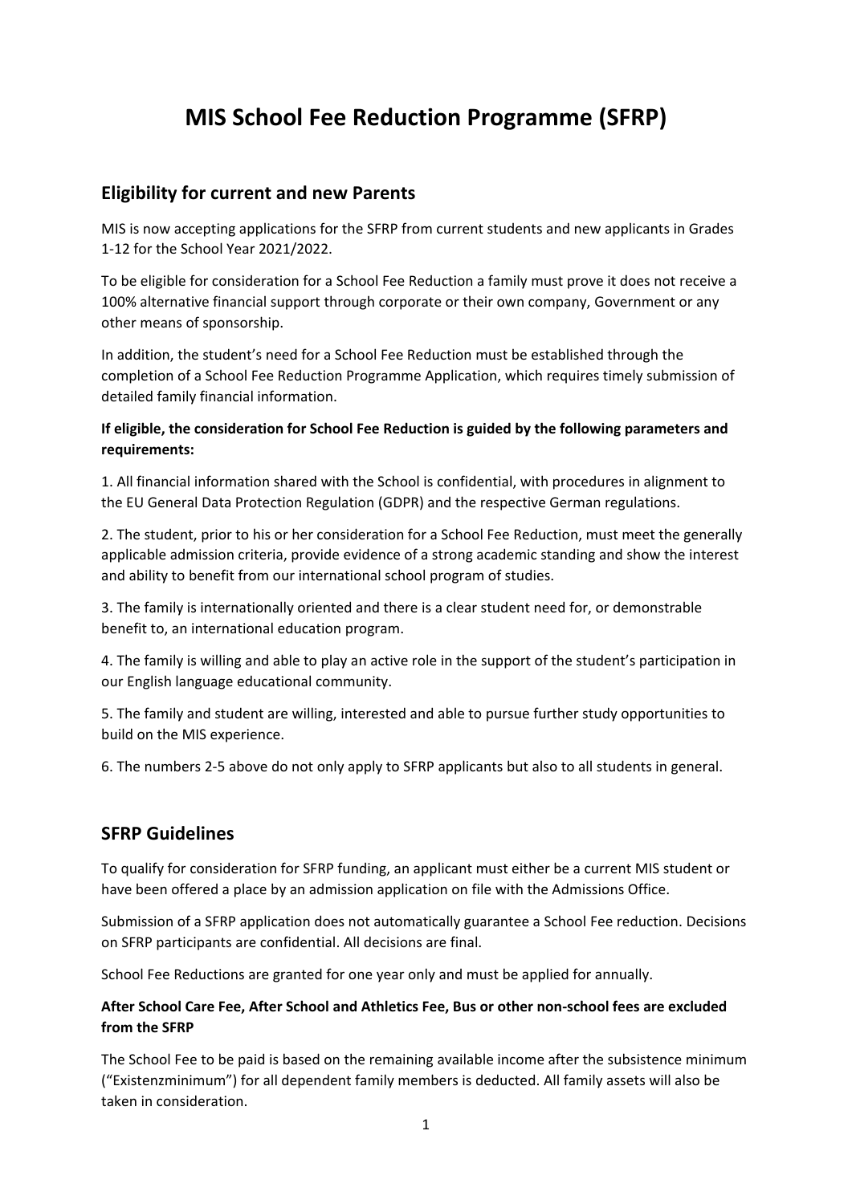# MIS School Fee Reduction Programme (SFRP)

## Eligibility for current and new Parents

MIS is now accepting applications for the SFRP from current students and new applicants in Grades 1-12 for the School Year 2021/2022.

To be eligible for consideration for a School Fee Reduction a family must prove it does not receive a 100% alternative financial support through corporate or their own company, Government or any other means of sponsorship.

In addition, the student's need for a School Fee Reduction must be established through the completion of a School Fee Reduction Programme Application, which requires timely submission of detailed family financial information.

**If eligible, the consideration for School Fee Reduction is guided by the following parameters and requirements:**

1. All financial information shared with the School is confidential, with procedures in alignment to the EU General Data Protection Regulation (GDPR) and the respective German regulations.

2. The student, prior to his or her consideration for a School Fee Reduction, must meet the generally applicable admission criteria, provide evidence of a strong academic standing and show the interest and ability to benefit from our international school program of studies.

3. The family is internationally oriented and there is a clear student need for, or demonstrable benefit to, an international education program.

4. The family is willing and able to play an active role in the support of the student's participation in our English language educational community.

5. The family and student are willing, interested and able to pursue further study opportunities to build on the MIS experience.

6. The numbers 2-5 above do not only apply to SFRP applicants but also to all students in general.

## SFRP Guidelines

To qualify for consideration for SFRP funding, an applicant must either be a current MIS student or have been offered a place by an admission application on file with the Admissions Office.

Submission of a SFRP application does not automatically guarantee a School Fee reduction. Decisions on SFRP participants are confidential. All decisions are final.

School Fee Reductions are granted for one year only and must be applied for annually.

**After School Care Fee, After School and Athletics Fee, Bus or other non-school fees are excluded from the SFRP**

The School Fee to be paid is based on the remaining available income after the subsistence minimum ("Existenzminimum") for all dependent family members is deducted. All family assets will also be taken in consideration.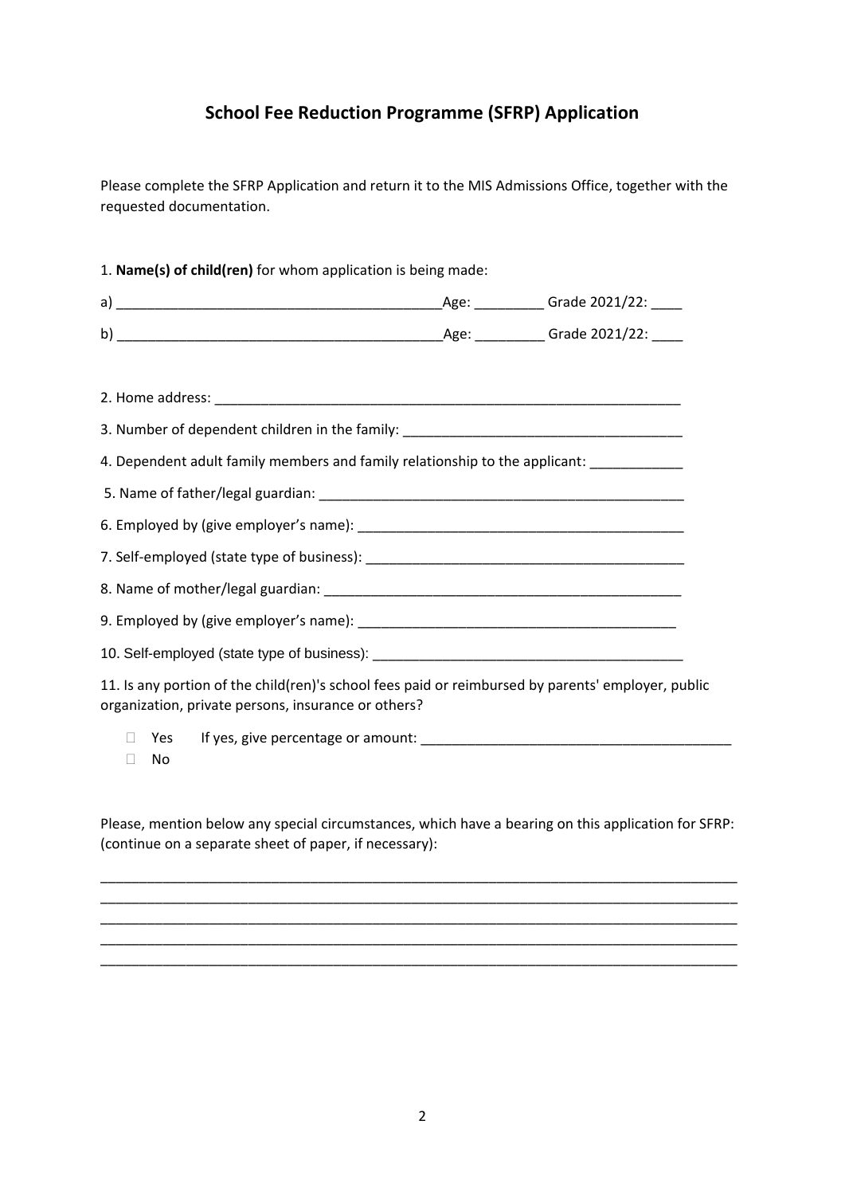## School Fee Reduction Programme (SFRP) Application

Please complete the SFRP Application and return it to the MIS Admissions Office, together with the requested documentation.

1. **Name(s) of child(ren)** for whom application is being made:

a) ___________________________________________Age: _________ Grade 2021/22: ____

b) ___________________________________________Age: _________ Grade 2021/22: ____

2. Home address: _______________________________________________________________

3. Number of dependent children in the family: ____________________________________

4. Dependent adult family members and family relationship to the applicant: ____________

5. Name of father/legal guardian: _________________________________________________

6. Employed by (give employer's name): ___________________________________________

7. Self-employed (state type of business): __________________________________________

8. Name of mother/legal guardian: ________________________________________________

9. Employed by (give employer's name): __________________________________________

10. Self-employed (state type of business): ________________________________________

11. Is any portion of the child(ren)'s school fees paid or reimbursed by parents' employer, public organization, private persons, insurance or others?

- ☐ Yes  If yes, give percentage or amount: ________________________________________
- ☐ No

Please, mention below any special circumstances, which have a bearing on this application for SFRP: (continue on a separate sheet of paper, if necessary):

_____________________________________________________________________________________

_____________________________________________________________________________________

_____________________________________________________________________________________

_____________________________________________________________________________________

_____________________________________________________________________________________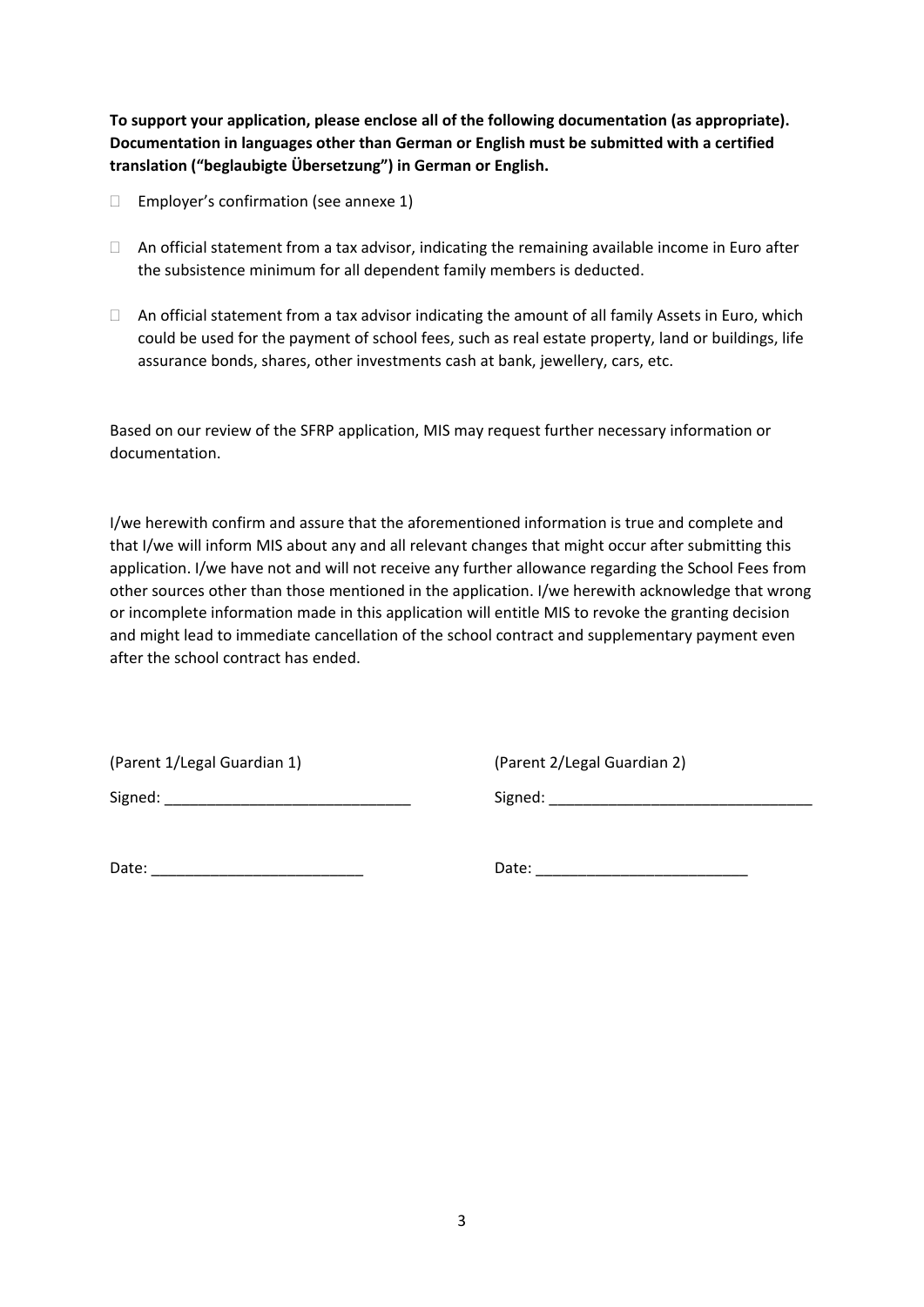**To support your application, please enclose all of the following documentation (as appropriate). Documentation in languages other than German or English must be submitted with a certified translation ("beglaubigte Übersetzung") in German or English.**

- ☐ Employer's confirmation (see annexe 1)
- ☐ An official statement from a tax advisor, indicating the remaining available income in Euro after the subsistence minimum for all dependent family members is deducted.
- ☐ An official statement from a tax advisor indicating the amount of all family Assets in Euro, which could be used for the payment of school fees, such as real estate property, land or buildings, life assurance bonds, shares, other investments cash at bank, jewellery, cars, etc.

Based on our review of the SFRP application, MIS may request further necessary information or documentation.

I/we herewith confirm and assure that the aforementioned information is true and complete and that I/we will inform MIS about any and all relevant changes that might occur after submitting this application. I/we have not and will not receive any further allowance regarding the School Fees from other sources other than those mentioned in the application. I/we herewith acknowledge that wrong or incomplete information made in this application will entitle MIS to revoke the granting decision and might lead to immediate cancellation of the school contract and supplementary payment even after the school contract has ended.

(Parent 1/Legal Guardian 1)

Signed: _____________________________

Date: _________________________

(Parent 2/Legal Guardian 2)

Signed: _______________________________

Date: _________________________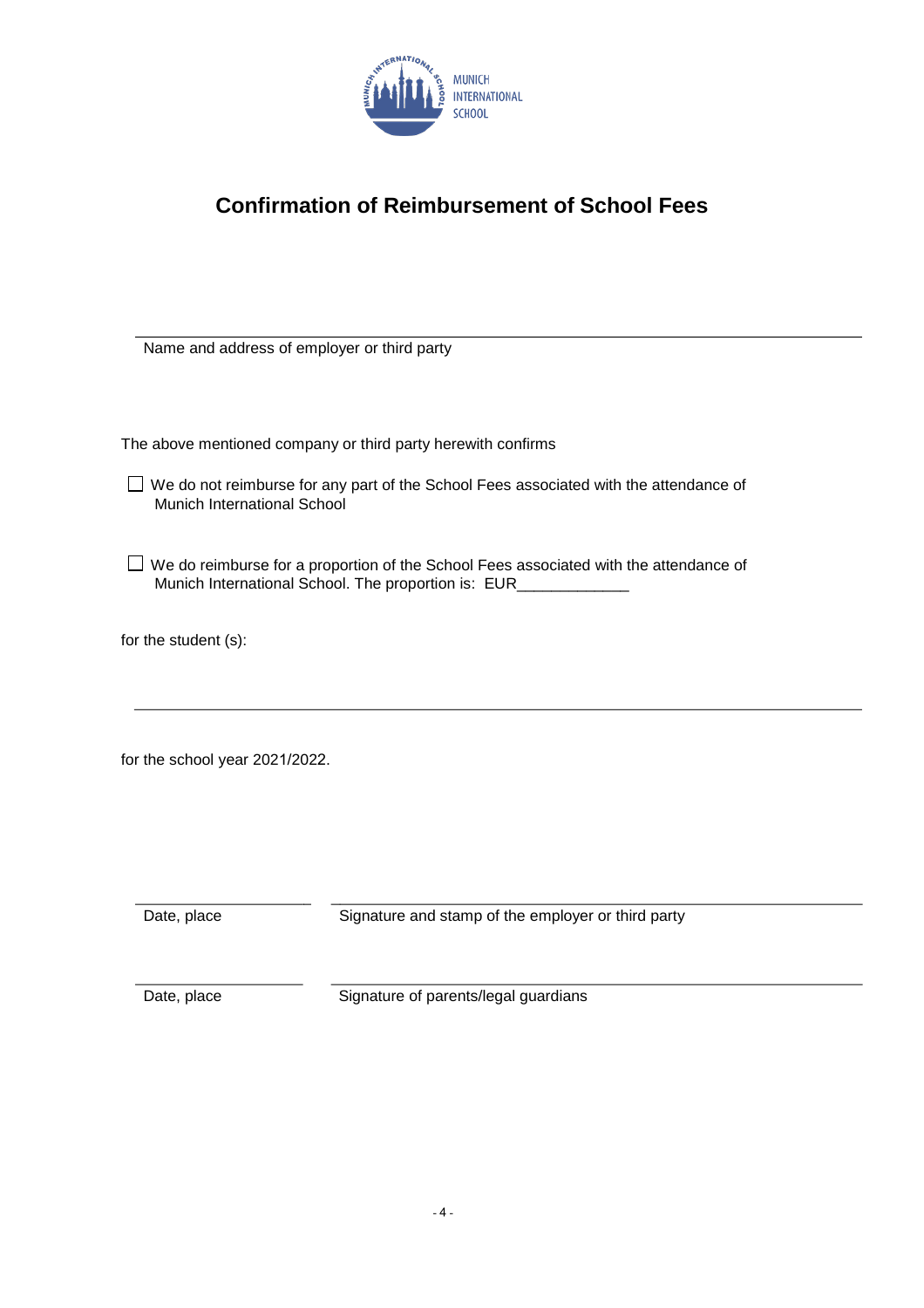MUNICH INTERNATIONAL SCHOOL

# Confirmation of Reimbursement of School Fees

_______________________________________________

Name and address of employer or third party

The above mentioned company or third party herewith confirms

☐ We do not reimburse for any part of the School Fees associated with the attendance of Munich International School

☐ We do reimburse for a proportion of the School Fees associated with the attendance of Munich International School. The proportion is: EUR_____________

for the student (s):

_______________________________________________

for the school year 2021/2022.

_____________________ _______________________________________________

Date, place Signature and stamp of the employer or third party

_____________________ _______________________________________________

Date, place Signature of parents/legal guardians